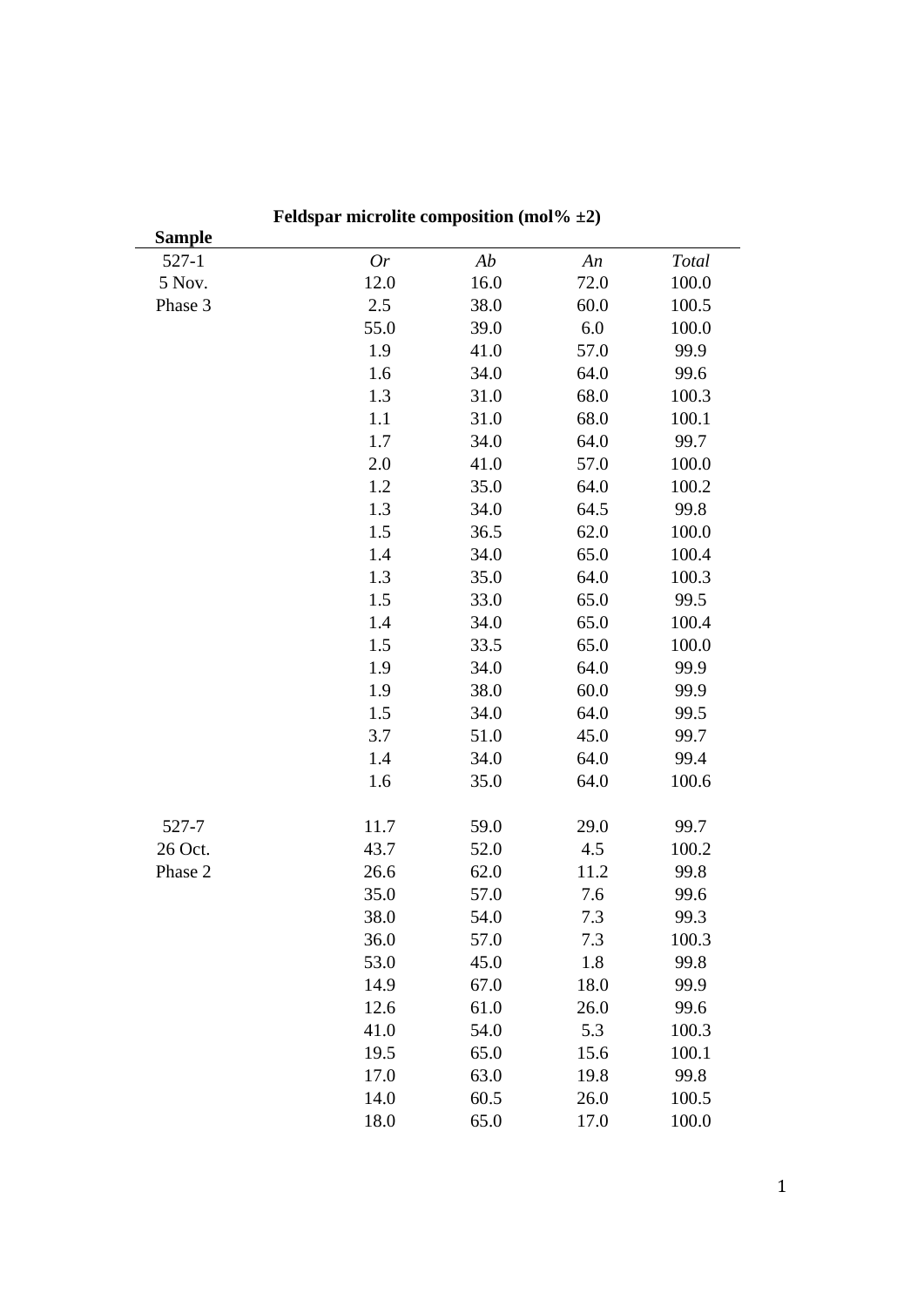| Sample | Feldspar microlite composition (mol% ±2) | | | |
|---|---|---|---|---|
| 527-1 | *Or* | *Ab* | *An* | *Total* |
| 5 Nov. | 12.0 | 16.0 | 72.0 | 100.0 |
| Phase 3 | 2.5 | 38.0 | 60.0 | 100.5 |
| | 55.0 | 39.0 | 6.0 | 100.0 |
| | 1.9 | 41.0 | 57.0 | 99.9 |
| | 1.6 | 34.0 | 64.0 | 99.6 |
| | 1.3 | 31.0 | 68.0 | 100.3 |
| | 1.1 | 31.0 | 68.0 | 100.1 |
| | 1.7 | 34.0 | 64.0 | 99.7 |
| | 2.0 | 41.0 | 57.0 | 100.0 |
| | 1.2 | 35.0 | 64.0 | 100.2 |
| | 1.3 | 34.0 | 64.5 | 99.8 |
| | 1.5 | 36.5 | 62.0 | 100.0 |
| | 1.4 | 34.0 | 65.0 | 100.4 |
| | 1.3 | 35.0 | 64.0 | 100.3 |
| | 1.5 | 33.0 | 65.0 | 99.5 |
| | 1.4 | 34.0 | 65.0 | 100.4 |
| | 1.5 | 33.5 | 65.0 | 100.0 |
| | 1.9 | 34.0 | 64.0 | 99.9 |
| | 1.9 | 38.0 | 60.0 | 99.9 |
| | 1.5 | 34.0 | 64.0 | 99.5 |
| | 3.7 | 51.0 | 45.0 | 99.7 |
| | 1.4 | 34.0 | 64.0 | 99.4 |
| | 1.6 | 35.0 | 64.0 | 100.6 |
| | | | | |
| 527-7 | 11.7 | 59.0 | 29.0 | 99.7 |
| 26 Oct. | 43.7 | 52.0 | 4.5 | 100.2 |
| Phase 2 | 26.6 | 62.0 | 11.2 | 99.8 |
| | 35.0 | 57.0 | 7.6 | 99.6 |
| | 38.0 | 54.0 | 7.3 | 99.3 |
| | 36.0 | 57.0 | 7.3 | 100.3 |
| | 53.0 | 45.0 | 1.8 | 99.8 |
| | 14.9 | 67.0 | 18.0 | 99.9 |
| | 12.6 | 61.0 | 26.0 | 99.6 |
| | 41.0 | 54.0 | 5.3 | 100.3 |
| | 19.5 | 65.0 | 15.6 | 100.1 |
| | 17.0 | 63.0 | 19.8 | 99.8 |
| | 14.0 | 60.5 | 26.0 | 100.5 |
| | 18.0 | 65.0 | 17.0 | 100.0 |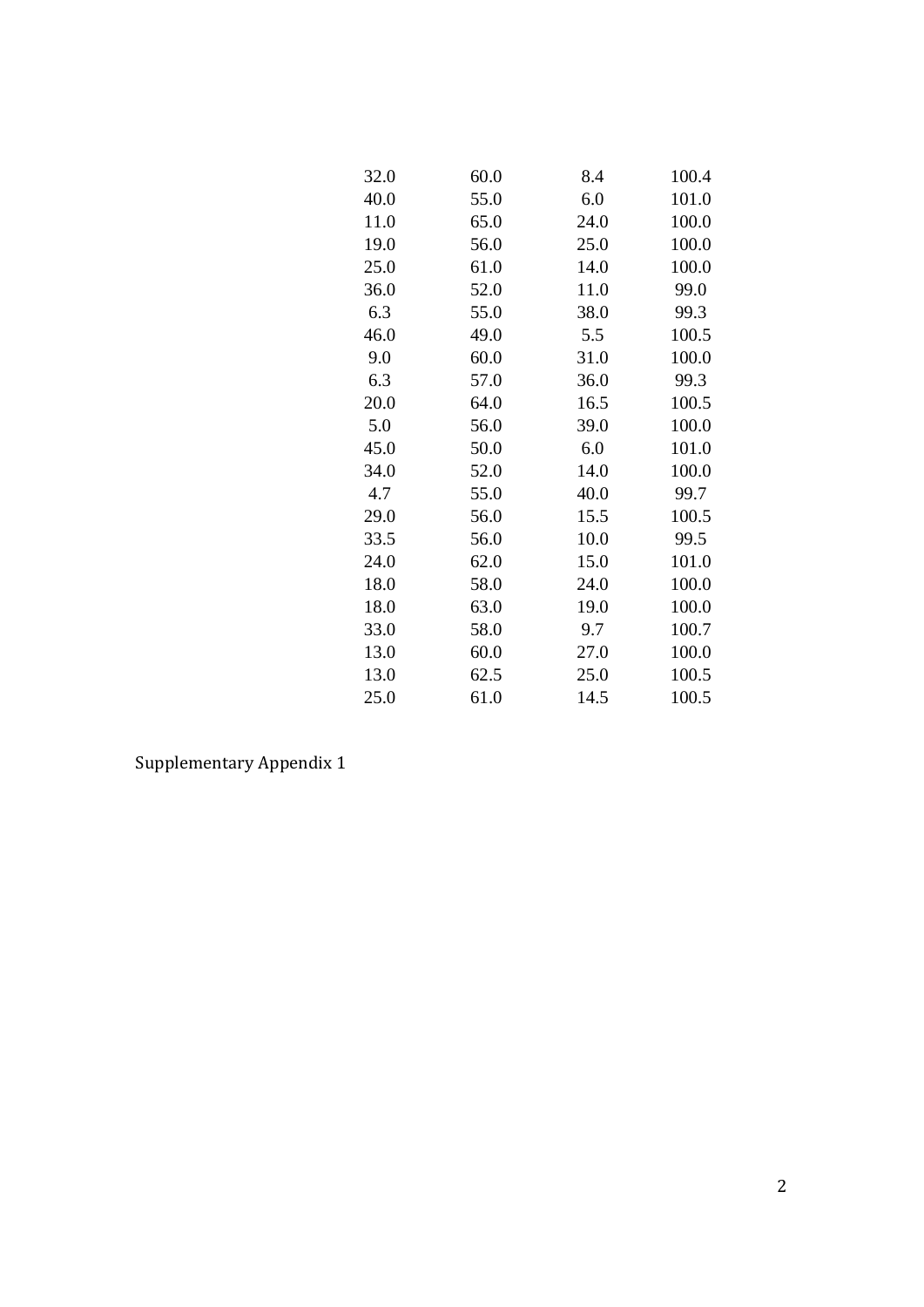| | | | |
|---|---|---|---|
| 32.0 | 60.0 | 8.4 | 100.4 |
| 40.0 | 55.0 | 6.0 | 101.0 |
| 11.0 | 65.0 | 24.0 | 100.0 |
| 19.0 | 56.0 | 25.0 | 100.0 |
| 25.0 | 61.0 | 14.0 | 100.0 |
| 36.0 | 52.0 | 11.0 | 99.0 |
| 6.3 | 55.0 | 38.0 | 99.3 |
| 46.0 | 49.0 | 5.5 | 100.5 |
| 9.0 | 60.0 | 31.0 | 100.0 |
| 6.3 | 57.0 | 36.0 | 99.3 |
| 20.0 | 64.0 | 16.5 | 100.5 |
| 5.0 | 56.0 | 39.0 | 100.0 |
| 45.0 | 50.0 | 6.0 | 101.0 |
| 34.0 | 52.0 | 14.0 | 100.0 |
| 4.7 | 55.0 | 40.0 | 99.7 |
| 29.0 | 56.0 | 15.5 | 100.5 |
| 33.5 | 56.0 | 10.0 | 99.5 |
| 24.0 | 62.0 | 15.0 | 101.0 |
| 18.0 | 58.0 | 24.0 | 100.0 |
| 18.0 | 63.0 | 19.0 | 100.0 |
| 33.0 | 58.0 | 9.7 | 100.7 |
| 13.0 | 60.0 | 27.0 | 100.0 |
| 13.0 | 62.5 | 25.0 | 100.5 |
| 25.0 | 61.0 | 14.5 | 100.5 |

Supplementary Appendix 1